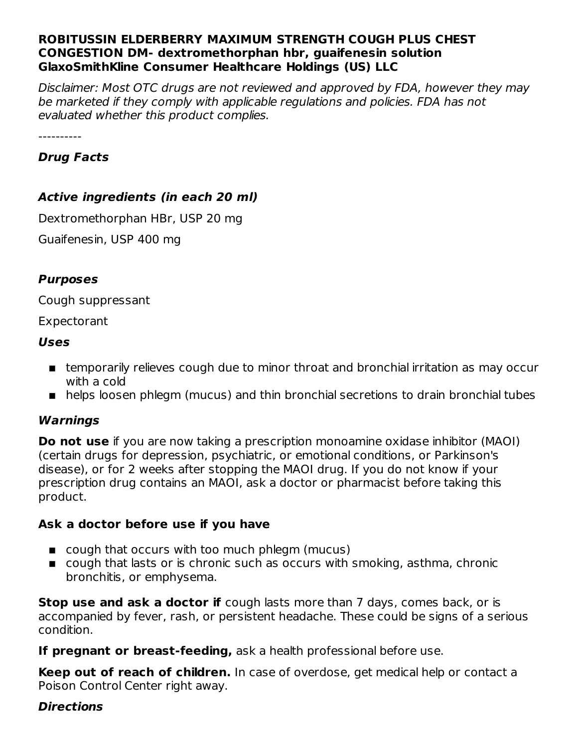**ROBITUSSIN ELDERBERRY MAXIMUM STRENGTH COUGH PLUS CHEST CONGESTION DM- dextromethorphan hbr, guaifenesin solution**
**GlaxoSmithKline Consumer Healthcare Holdings (US) LLC**

*Disclaimer: Most OTC drugs are not reviewed and approved by FDA, however they may be marketed if they comply with applicable regulations and policies. FDA has not evaluated whether this product complies.*

----------

### *Drug Facts*

### *Active ingredients (in each 20 ml)*

Dextromethorphan HBr, USP 20 mg

Guaifenesin, USP 400 mg

### *Purposes*

Cough suppressant

Expectorant

### *Uses*

- temporarily relieves cough due to minor throat and bronchial irritation as may occur with a cold
- helps loosen phlegm (mucus) and thin bronchial secretions to drain bronchial tubes

### *Warnings*

**Do not use** if you are now taking a prescription monoamine oxidase inhibitor (MAOI) (certain drugs for depression, psychiatric, or emotional conditions, or Parkinson's disease), or for 2 weeks after stopping the MAOI drug. If you do not know if your prescription drug contains an MAOI, ask a doctor or pharmacist before taking this product.

**Ask a doctor before use if you have**

- cough that occurs with too much phlegm (mucus)
- cough that lasts or is chronic such as occurs with smoking, asthma, chronic bronchitis, or emphysema.

**Stop use and ask a doctor if** cough lasts more than 7 days, comes back, or is accompanied by fever, rash, or persistent headache. These could be signs of a serious condition.

**If pregnant or breast-feeding,** ask a health professional before use.

**Keep out of reach of children.** In case of overdose, get medical help or contact a Poison Control Center right away.

### *Directions*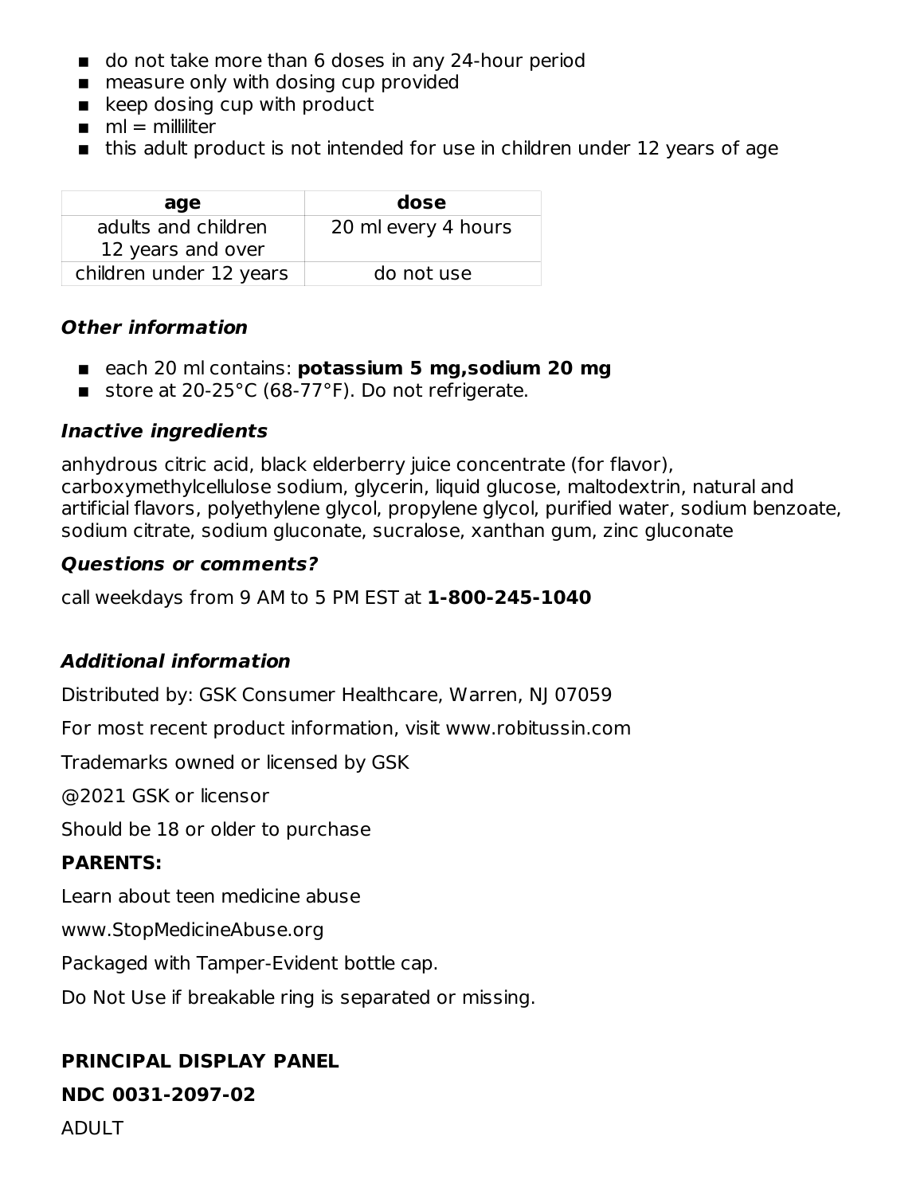- do not take more than 6 doses in any 24-hour period
- measure only with dosing cup provided
- keep dosing cup with product
- ml = milliliter
- this adult product is not intended for use in children under 12 years of age

| age | dose |
| --- | --- |
| adults and children 12 years and over | 20 ml every 4 hours |
| children under 12 years | do not use |

### *Other information*

- each 20 ml contains: **potassium 5 mg,sodium 20 mg**
- store at 20-25°C (68-77°F). Do not refrigerate.

### *Inactive ingredients*

anhydrous citric acid, black elderberry juice concentrate (for flavor), carboxymethylcellulose sodium, glycerin, liquid glucose, maltodextrin, natural and artificial flavors, polyethylene glycol, propylene glycol, purified water, sodium benzoate, sodium citrate, sodium gluconate, sucralose, xanthan gum, zinc gluconate

### *Questions or comments?*

call weekdays from 9 AM to 5 PM EST at **1-800-245-1040**

### *Additional information*

Distributed by: GSK Consumer Healthcare, Warren, NJ 07059

For most recent product information, visit www.robitussin.com

Trademarks owned or licensed by GSK

@2021 GSK or licensor

Should be 18 or older to purchase

**PARENTS:**

Learn about teen medicine abuse

www.StopMedicineAbuse.org

Packaged with Tamper-Evident bottle cap.

Do Not Use if breakable ring is separated or missing.

## PRINCIPAL DISPLAY PANEL

**NDC 0031-2097-02**

ADULT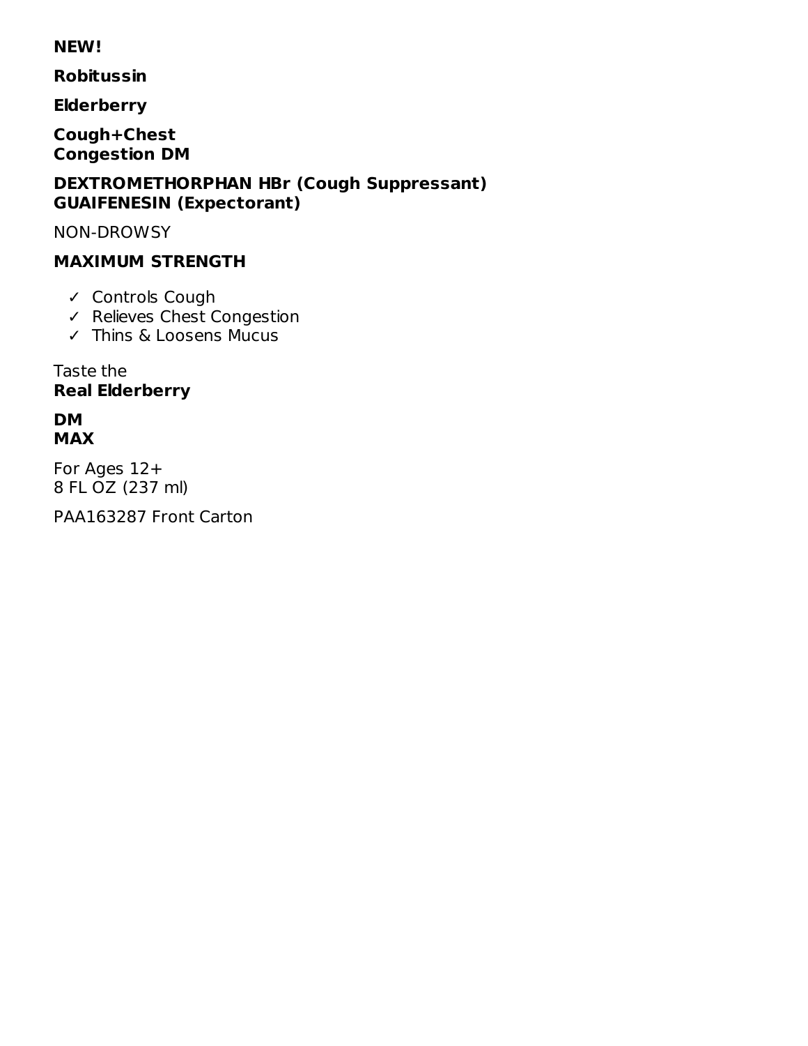**NEW!**

**Robitussin**

**Elderberry**

**Cough+Chest**
**Congestion DM**

**DEXTROMETHORPHAN HBr (Cough Suppressant)**
**GUAIFENESIN (Expectorant)**

NON-DROWSY

**MAXIMUM STRENGTH**

- ✓ Controls Cough
- ✓ Relieves Chest Congestion
- ✓ Thins & Loosens Mucus

Taste the
**Real Elderberry**

**DM**
**MAX**

For Ages 12+
8 FL OZ (237 ml)

PAA163287 Front Carton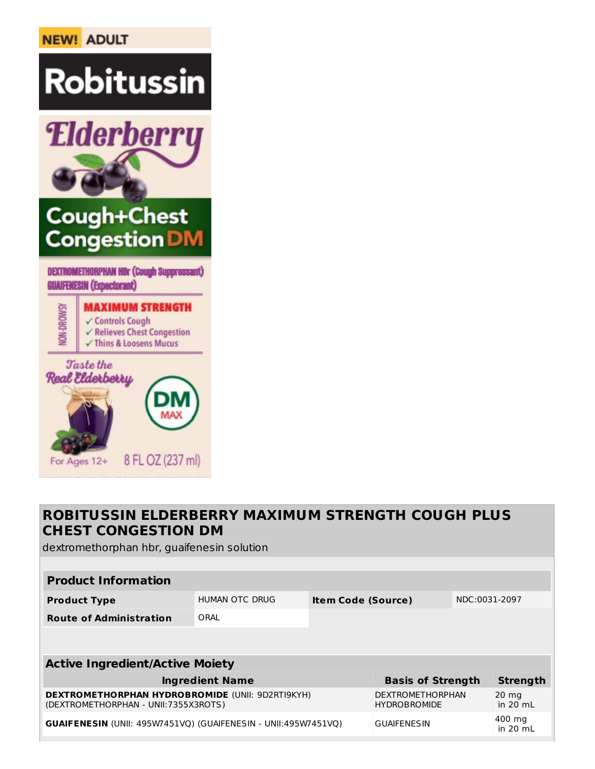NEW! ADULT

# Robitussin

## Elderberry

## Cough+Chest Congestion DM

DEXTROMETHORPHAN HBr (Cough Suppressant)
GUAIFENESIN (Expectorant)

NON-DROWSY

**MAXIMUM STRENGTH**

- ✓ Controls Cough
- ✓ Relieves Chest Congestion
- ✓ Thins & Loosens Mucus

*Taste the Real Elderberry*

DM MAX

For Ages 12+

8 FL OZ (237 ml)

## ROBITUSSIN ELDERBERRY MAXIMUM STRENGTH COUGH PLUS CHEST CONGESTION DM

dextromethorphan hbr, guaifenesin solution

| Product Information | | | |
|---|---|---|---|
| **Product Type** | HUMAN OTC DRUG | **Item Code (Source)** | NDC:0031-2097 |
| **Route of Administration** | ORAL | | |

| Active Ingredient/Active Moiety | | |
|---|---|---|
| **Ingredient Name** | **Basis of Strength** | **Strength** |
| **DEXTROMETHORPHAN HYDROBROMIDE** (UNII: 9D2RTI9KYH) (DEXTROMETHORPHAN - UNII:7355X3ROTS) | DEXTROMETHORPHAN HYDROBROMIDE | 20 mg in 20 mL |
| **GUAIFENESIN** (UNII: 495W7451VQ) (GUAIFENESIN - UNII:495W7451VQ) | GUAIFENESIN | 400 mg in 20 mL |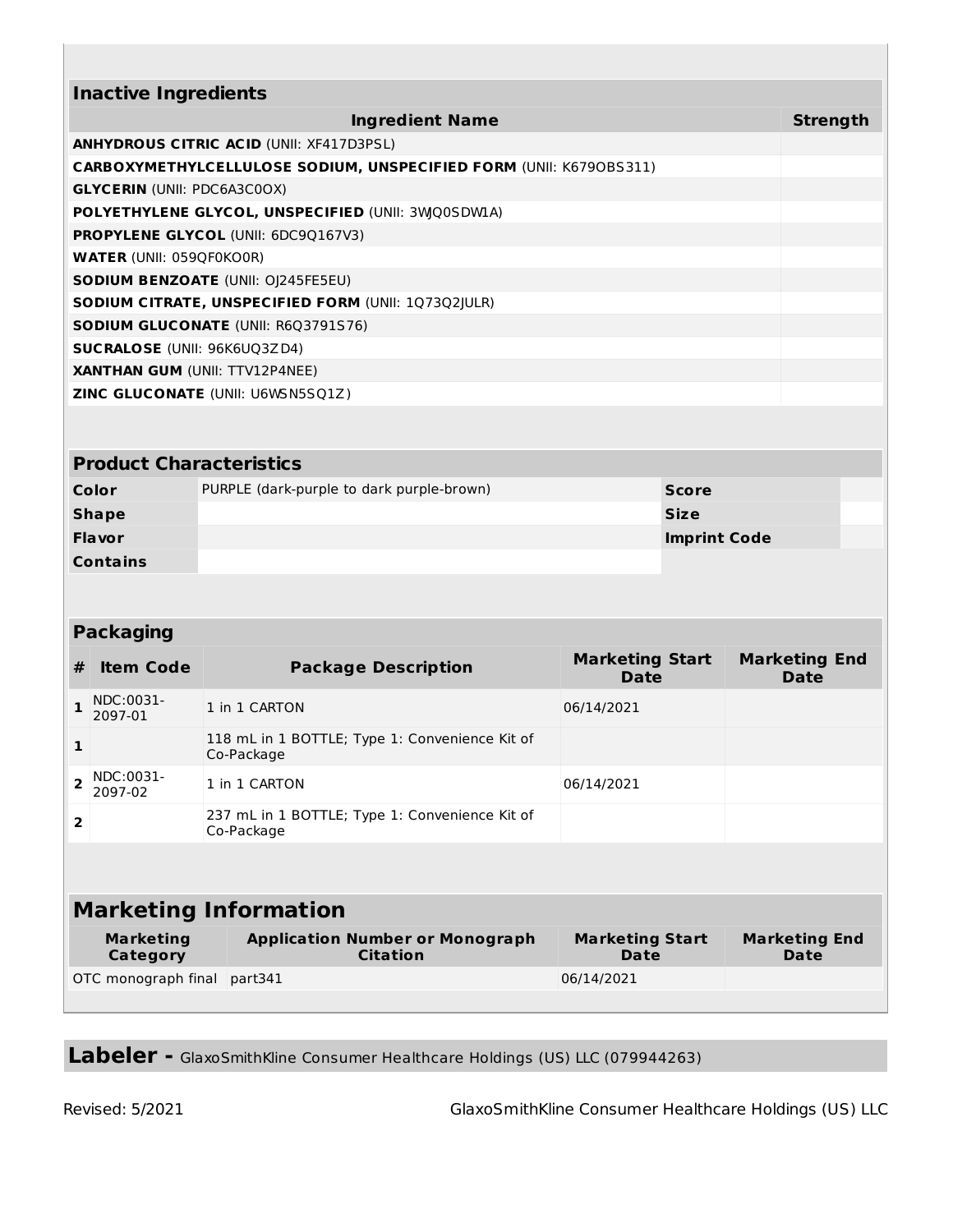| Inactive Ingredients | |
|---|---|
| **Ingredient Name** | **Strength** |
| **ANHYDROUS CITRIC ACID** (UNII: XF417D3PSL) | |
| **CARBOXYMETHYLCELLULOSE SODIUM, UNSPECIFIED FORM** (UNII: K679OBS311) | |
| **GLYCERIN** (UNII: PDC6A3C0OX) | |
| **POLYETHYLENE GLYCOL, UNSPECIFIED** (UNII: 3WJQ0SDW1A) | |
| **PROPYLENE GLYCOL** (UNII: 6DC9Q167V3) | |
| **WATER** (UNII: 059QF0KO0R) | |
| **SODIUM BENZOATE** (UNII: OJ245FE5EU) | |
| **SODIUM CITRATE, UNSPECIFIED FORM** (UNII: 1Q73Q2JULR) | |
| **SODIUM GLUCONATE** (UNII: R6Q3791S76) | |
| **SUCRALOSE** (UNII: 96K6UQ3ZD4) | |
| **XANTHAN GUM** (UNII: TTV12P4NEE) | |
| **ZINC GLUCONATE** (UNII: U6WSN5SQ1Z) | |

| Product Characteristics | | | |
|---|---|---|---|
| **Color** | PURPLE (dark-purple to dark purple-brown) | **Score** | |
| **Shape** | | **Size** | |
| **Flavor** | | **Imprint Code** | |
| **Contains** | | | |

| Packaging | | | | |
|---|---|---|---|---|
| **#** | **Item Code** | **Package Description** | **Marketing Start Date** | **Marketing End Date** |
| **1** | NDC:0031-2097-01 | 1 in 1 CARTON | 06/14/2021 | |
| **1** | | 118 mL in 1 BOTTLE; Type 1: Convenience Kit of Co-Package | | |
| **2** | NDC:0031-2097-02 | 1 in 1 CARTON | 06/14/2021 | |
| **2** | | 237 mL in 1 BOTTLE; Type 1: Convenience Kit of Co-Package | | |

| Marketing Information | | | |
|---|---|---|---|
| **Marketing Category** | **Application Number or Monograph Citation** | **Marketing Start Date** | **Marketing End Date** |
| OTC monograph final | part341 | 06/14/2021 | |

## Labeler - GlaxoSmithKline Consumer Healthcare Holdings (US) LLC (079944263)

Revised: 5/2021

GlaxoSmithKline Consumer Healthcare Holdings (US) LLC